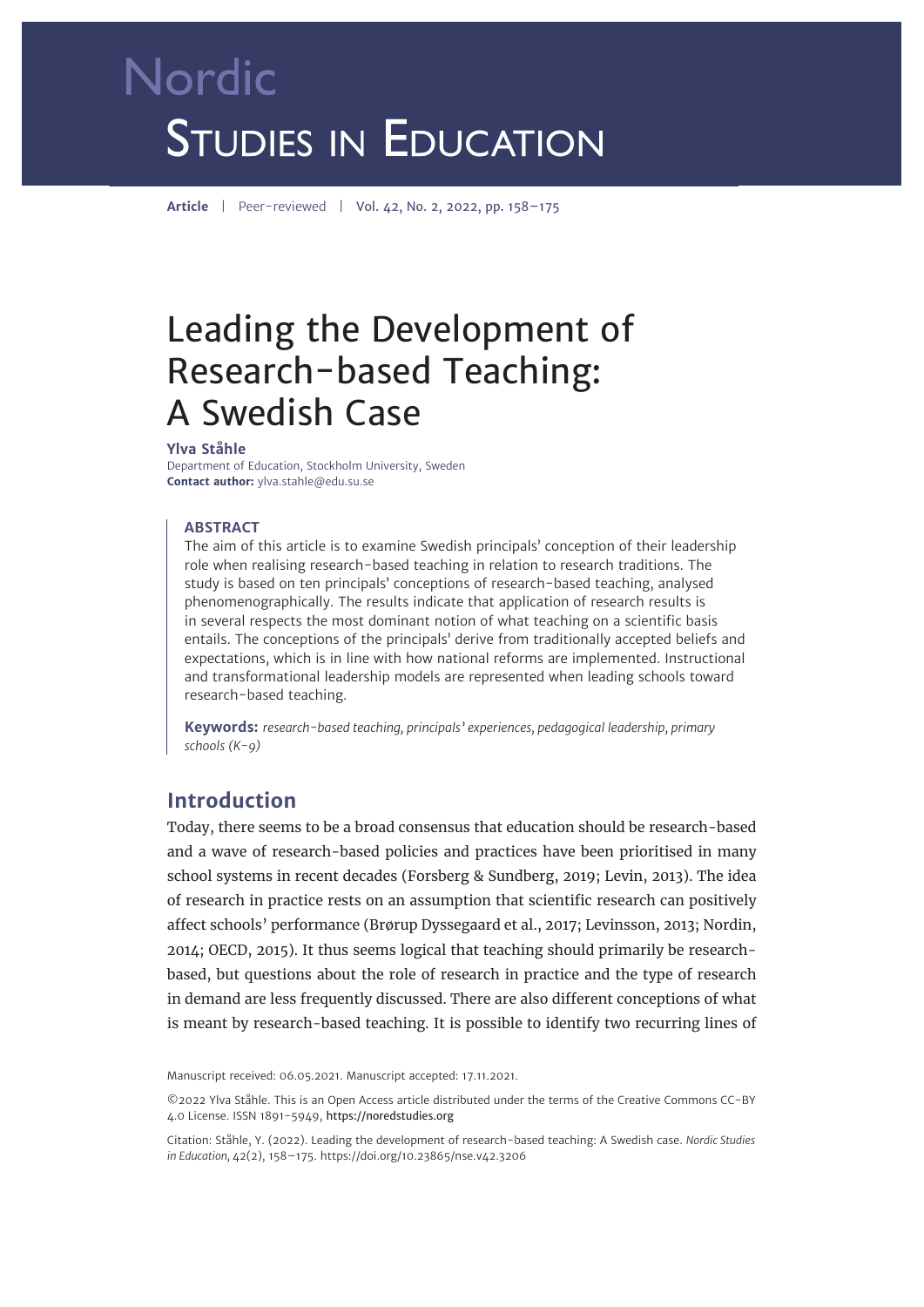# Nordic Studies in Education

**Article** | Peer-reviewed | Vol. 42, No. 2, 2022, pp. 158–175

# Leading the Development of Research-based Teaching: A Swedish Case

**Ylva Ståhle**
Department of Education, Stockholm University, Sweden
**Contact author:** ylva.stahle@edu.su.se

## ABSTRACT

The aim of this article is to examine Swedish principals' conception of their leadership role when realising research-based teaching in relation to research traditions. The study is based on ten principals' conceptions of research-based teaching, analysed phenomenographically. The results indicate that application of research results is in several respects the most dominant notion of what teaching on a scientific basis entails. The conceptions of the principals' derive from traditionally accepted beliefs and expectations, which is in line with how national reforms are implemented. Instructional and transformational leadership models are represented when leading schools toward research-based teaching.

**Keywords:** *research-based teaching, principals' experiences, pedagogical leadership, primary schools (K–9)*

## Introduction

Today, there seems to be a broad consensus that education should be research-based and a wave of research-based policies and practices have been prioritised in many school systems in recent decades (Forsberg & Sundberg, 2019; Levin, 2013). The idea of research in practice rests on an assumption that scientific research can positively affect schools' performance (Brørup Dyssegaard et al., 2017; Levinsson, 2013; Nordin, 2014; OECD, 2015). It thus seems logical that teaching should primarily be research-based, but questions about the role of research in practice and the type of research in demand are less frequently discussed. There are also different conceptions of what is meant by research-based teaching. It is possible to identify two recurring lines of

Manuscript received: 06.05.2021. Manuscript accepted: 17.11.2021.

©2022 Ylva Ståhle. This is an Open Access article distributed under the terms of the Creative Commons CC-BY 4.0 License. ISSN 1891-5949, https://noredstudies.org

Citation: Ståhle, Y. (2022). Leading the development of research-based teaching: A Swedish case. *Nordic Studies in Education*, 42(2), 158–175. https://doi.org/10.23865/nse.v42.3206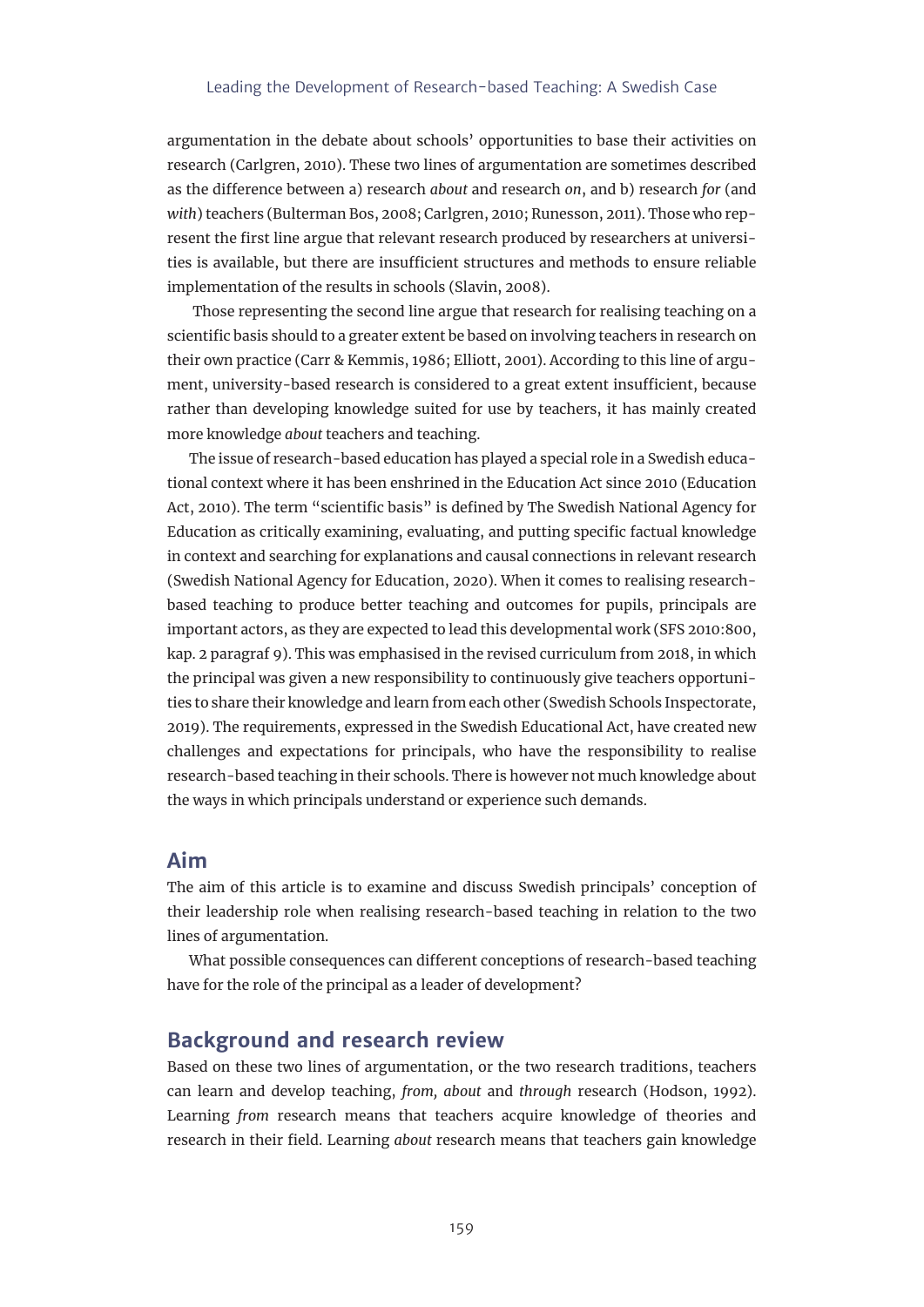argumentation in the debate about schools' opportunities to base their activities on research (Carlgren, 2010). These two lines of argumentation are sometimes described as the difference between a) research *about* and research *on*, and b) research *for* (and *with*) teachers (Bulterman Bos, 2008; Carlgren, 2010; Runesson, 2011). Those who represent the first line argue that relevant research produced by researchers at universities is available, but there are insufficient structures and methods to ensure reliable implementation of the results in schools (Slavin, 2008).

Those representing the second line argue that research for realising teaching on a scientific basis should to a greater extent be based on involving teachers in research on their own practice (Carr & Kemmis, 1986; Elliott, 2001). According to this line of argument, university-based research is considered to a great extent insufficient, because rather than developing knowledge suited for use by teachers, it has mainly created more knowledge *about* teachers and teaching.

The issue of research-based education has played a special role in a Swedish educational context where it has been enshrined in the Education Act since 2010 (Education Act, 2010). The term "scientific basis" is defined by The Swedish National Agency for Education as critically examining, evaluating, and putting specific factual knowledge in context and searching for explanations and causal connections in relevant research (Swedish National Agency for Education, 2020). When it comes to realising research-based teaching to produce better teaching and outcomes for pupils, principals are important actors, as they are expected to lead this developmental work (SFS 2010:800, kap. 2 paragraf 9). This was emphasised in the revised curriculum from 2018, in which the principal was given a new responsibility to continuously give teachers opportunities to share their knowledge and learn from each other (Swedish Schools Inspectorate, 2019). The requirements, expressed in the Swedish Educational Act, have created new challenges and expectations for principals, who have the responsibility to realise research-based teaching in their schools. There is however not much knowledge about the ways in which principals understand or experience such demands.

## Aim

The aim of this article is to examine and discuss Swedish principals' conception of their leadership role when realising research-based teaching in relation to the two lines of argumentation.

What possible consequences can different conceptions of research-based teaching have for the role of the principal as a leader of development?

## Background and research review

Based on these two lines of argumentation, or the two research traditions, teachers can learn and develop teaching, *from, about* and *through* research (Hodson, 1992). Learning *from* research means that teachers acquire knowledge of theories and research in their field. Learning *about* research means that teachers gain knowledge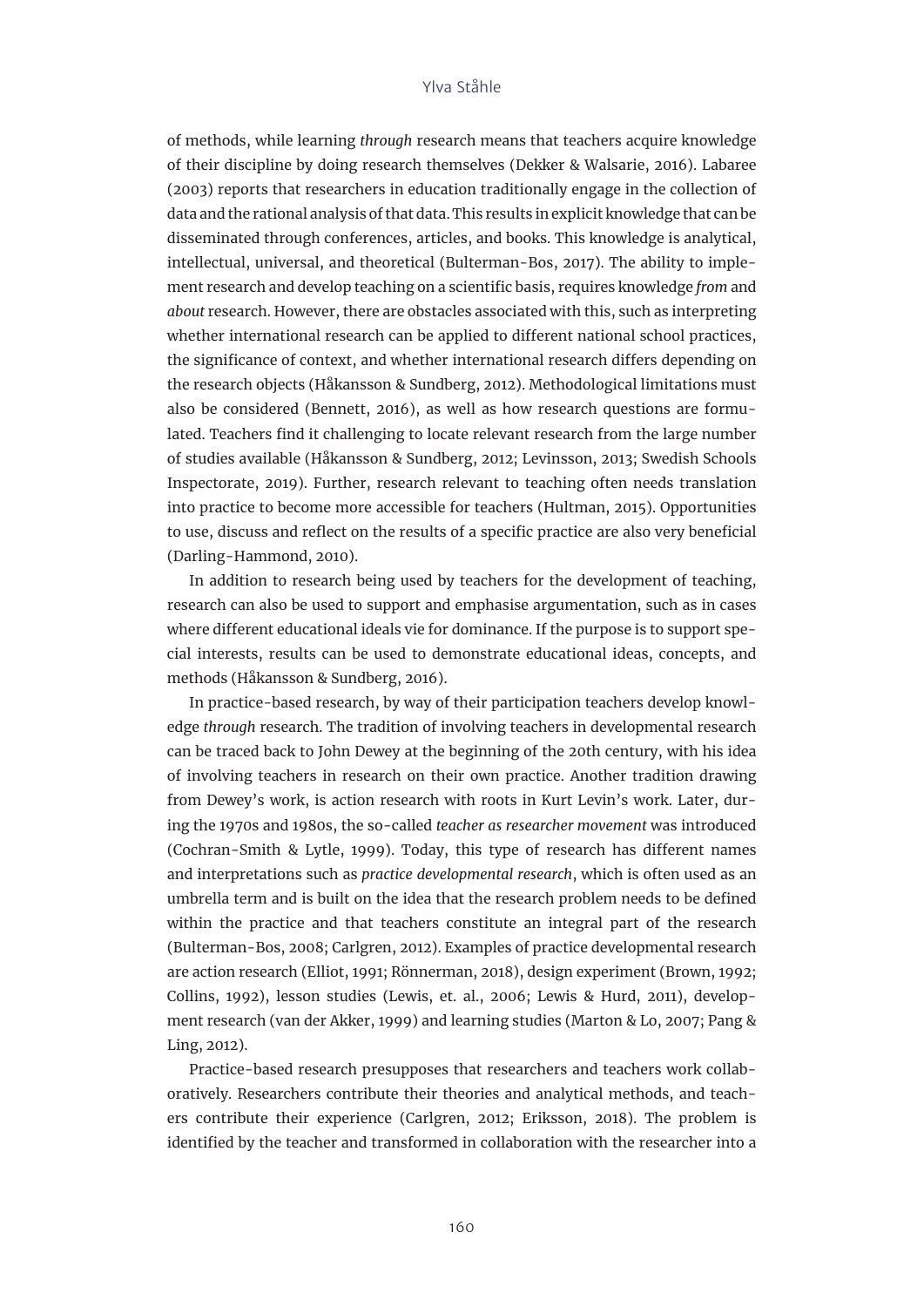of methods, while learning *through* research means that teachers acquire knowledge of their discipline by doing research themselves (Dekker & Walsarie, 2016). Labaree (2003) reports that researchers in education traditionally engage in the collection of data and the rational analysis of that data. This results in explicit knowledge that can be disseminated through conferences, articles, and books. This knowledge is analytical, intellectual, universal, and theoretical (Bulterman-Bos, 2017). The ability to implement research and develop teaching on a scientific basis, requires knowledge *from* and *about* research. However, there are obstacles associated with this, such as interpreting whether international research can be applied to different national school practices, the significance of context, and whether international research differs depending on the research objects (Håkansson & Sundberg, 2012). Methodological limitations must also be considered (Bennett, 2016), as well as how research questions are formulated. Teachers find it challenging to locate relevant research from the large number of studies available (Håkansson & Sundberg, 2012; Levinsson, 2013; Swedish Schools Inspectorate, 2019). Further, research relevant to teaching often needs translation into practice to become more accessible for teachers (Hultman, 2015). Opportunities to use, discuss and reflect on the results of a specific practice are also very beneficial (Darling-Hammond, 2010).

In addition to research being used by teachers for the development of teaching, research can also be used to support and emphasise argumentation, such as in cases where different educational ideals vie for dominance. If the purpose is to support special interests, results can be used to demonstrate educational ideas, concepts, and methods (Håkansson & Sundberg, 2016).

In practice-based research, by way of their participation teachers develop knowledge *through* research. The tradition of involving teachers in developmental research can be traced back to John Dewey at the beginning of the 20th century, with his idea of involving teachers in research on their own practice. Another tradition drawing from Dewey's work, is action research with roots in Kurt Levin's work. Later, during the 1970s and 1980s, the so-called *teacher as researcher movement* was introduced (Cochran-Smith & Lytle, 1999). Today, this type of research has different names and interpretations such as *practice developmental research*, which is often used as an umbrella term and is built on the idea that the research problem needs to be defined within the practice and that teachers constitute an integral part of the research (Bulterman-Bos, 2008; Carlgren, 2012). Examples of practice developmental research are action research (Elliot, 1991; Rönnerman, 2018), design experiment (Brown, 1992; Collins, 1992), lesson studies (Lewis, et. al., 2006; Lewis & Hurd, 2011), development research (van der Akker, 1999) and learning studies (Marton & Lo, 2007; Pang & Ling, 2012).

Practice-based research presupposes that researchers and teachers work collaboratively. Researchers contribute their theories and analytical methods, and teachers contribute their experience (Carlgren, 2012; Eriksson, 2018). The problem is identified by the teacher and transformed in collaboration with the researcher into a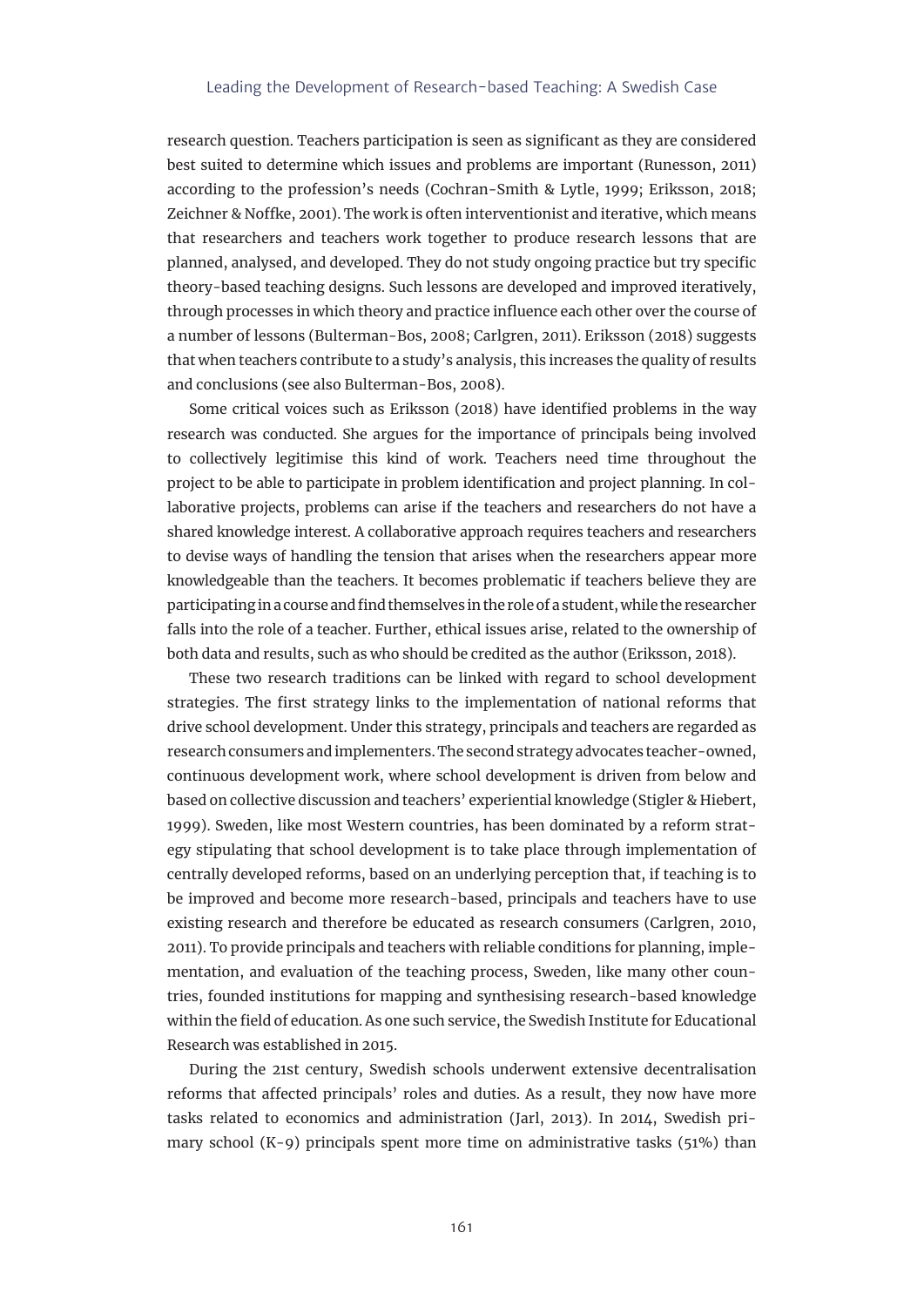research question. Teachers participation is seen as significant as they are considered best suited to determine which issues and problems are important (Runesson, 2011) according to the profession's needs (Cochran-Smith & Lytle, 1999; Eriksson, 2018; Zeichner & Noffke, 2001). The work is often interventionist and iterative, which means that researchers and teachers work together to produce research lessons that are planned, analysed, and developed. They do not study ongoing practice but try specific theory-based teaching designs. Such lessons are developed and improved iteratively, through processes in which theory and practice influence each other over the course of a number of lessons (Bulterman-Bos, 2008; Carlgren, 2011). Eriksson (2018) suggests that when teachers contribute to a study's analysis, this increases the quality of results and conclusions (see also Bulterman-Bos, 2008).

Some critical voices such as Eriksson (2018) have identified problems in the way research was conducted. She argues for the importance of principals being involved to collectively legitimise this kind of work. Teachers need time throughout the project to be able to participate in problem identification and project planning. In collaborative projects, problems can arise if the teachers and researchers do not have a shared knowledge interest. A collaborative approach requires teachers and researchers to devise ways of handling the tension that arises when the researchers appear more knowledgeable than the teachers. It becomes problematic if teachers believe they are participating in a course and find themselves in the role of a student, while the researcher falls into the role of a teacher. Further, ethical issues arise, related to the ownership of both data and results, such as who should be credited as the author (Eriksson, 2018).

These two research traditions can be linked with regard to school development strategies. The first strategy links to the implementation of national reforms that drive school development. Under this strategy, principals and teachers are regarded as research consumers and implementers. The second strategy advocates teacher-owned, continuous development work, where school development is driven from below and based on collective discussion and teachers' experiential knowledge (Stigler & Hiebert, 1999). Sweden, like most Western countries, has been dominated by a reform strategy stipulating that school development is to take place through implementation of centrally developed reforms, based on an underlying perception that, if teaching is to be improved and become more research-based, principals and teachers have to use existing research and therefore be educated as research consumers (Carlgren, 2010, 2011). To provide principals and teachers with reliable conditions for planning, implementation, and evaluation of the teaching process, Sweden, like many other countries, founded institutions for mapping and synthesising research-based knowledge within the field of education. As one such service, the Swedish Institute for Educational Research was established in 2015.

During the 21st century, Swedish schools underwent extensive decentralisation reforms that affected principals' roles and duties. As a result, they now have more tasks related to economics and administration (Jarl, 2013). In 2014, Swedish primary school (K-9) principals spent more time on administrative tasks (51%) than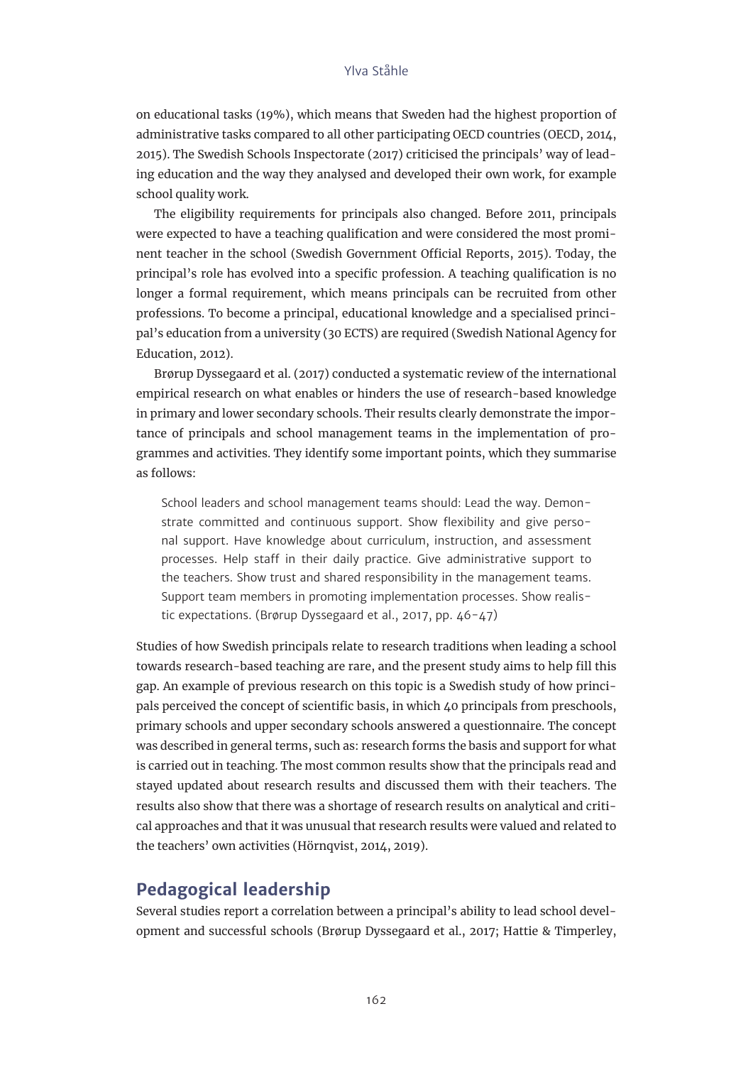on educational tasks (19%), which means that Sweden had the highest proportion of administrative tasks compared to all other participating OECD countries (OECD, 2014, 2015). The Swedish Schools Inspectorate (2017) criticised the principals' way of leading education and the way they analysed and developed their own work, for example school quality work.

The eligibility requirements for principals also changed. Before 2011, principals were expected to have a teaching qualification and were considered the most prominent teacher in the school (Swedish Government Official Reports, 2015). Today, the principal's role has evolved into a specific profession. A teaching qualification is no longer a formal requirement, which means principals can be recruited from other professions. To become a principal, educational knowledge and a specialised principal's education from a university (30 ECTS) are required (Swedish National Agency for Education, 2012).

Brørup Dyssegaard et al. (2017) conducted a systematic review of the international empirical research on what enables or hinders the use of research-based knowledge in primary and lower secondary schools. Their results clearly demonstrate the importance of principals and school management teams in the implementation of programmes and activities. They identify some important points, which they summarise as follows:

> School leaders and school management teams should: Lead the way. Demonstrate committed and continuous support. Show flexibility and give personal support. Have knowledge about curriculum, instruction, and assessment processes. Help staff in their daily practice. Give administrative support to the teachers. Show trust and shared responsibility in the management teams. Support team members in promoting implementation processes. Show realistic expectations. (Brørup Dyssegaard et al., 2017, pp. 46–47)

Studies of how Swedish principals relate to research traditions when leading a school towards research-based teaching are rare, and the present study aims to help fill this gap. An example of previous research on this topic is a Swedish study of how principals perceived the concept of scientific basis, in which 40 principals from preschools, primary schools and upper secondary schools answered a questionnaire. The concept was described in general terms, such as: research forms the basis and support for what is carried out in teaching. The most common results show that the principals read and stayed updated about research results and discussed them with their teachers. The results also show that there was a shortage of research results on analytical and critical approaches and that it was unusual that research results were valued and related to the teachers' own activities (Hörnqvist, 2014, 2019).

## Pedagogical leadership

Several studies report a correlation between a principal's ability to lead school development and successful schools (Brørup Dyssegaard et al., 2017; Hattie & Timperley,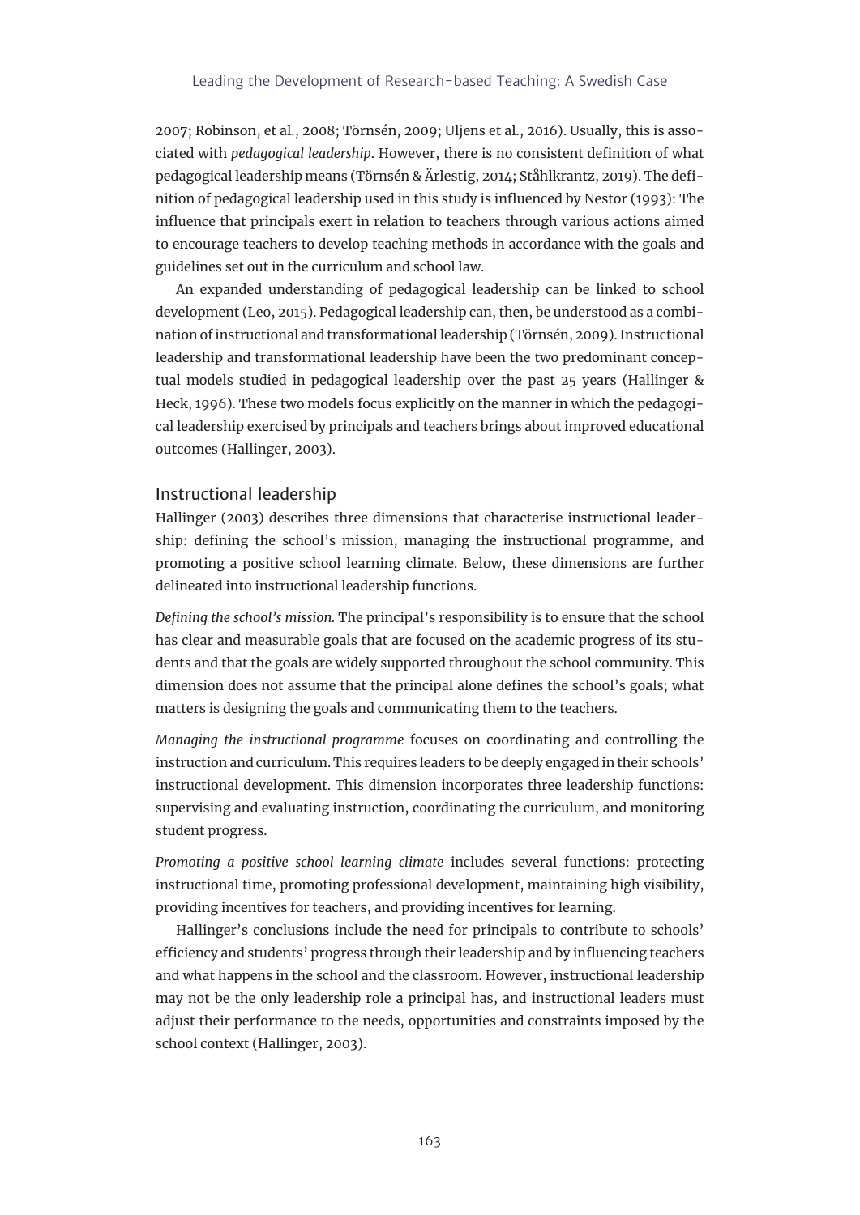2007; Robinson, et al., 2008; Törnsén, 2009; Uljens et al., 2016). Usually, this is associated with *pedagogical leadership*. However, there is no consistent definition of what pedagogical leadership means (Törnsén & Ärlestig, 2014; Ståhlkrantz, 2019). The definition of pedagogical leadership used in this study is influenced by Nestor (1993): The influence that principals exert in relation to teachers through various actions aimed to encourage teachers to develop teaching methods in accordance with the goals and guidelines set out in the curriculum and school law.

An expanded understanding of pedagogical leadership can be linked to school development (Leo, 2015). Pedagogical leadership can, then, be understood as a combination of instructional and transformational leadership (Törnsén, 2009). Instructional leadership and transformational leadership have been the two predominant conceptual models studied in pedagogical leadership over the past 25 years (Hallinger & Heck, 1996). These two models focus explicitly on the manner in which the pedagogical leadership exercised by principals and teachers brings about improved educational outcomes (Hallinger, 2003).

## Instructional leadership

Hallinger (2003) describes three dimensions that characterise instructional leadership: defining the school's mission, managing the instructional programme, and promoting a positive school learning climate. Below, these dimensions are further delineated into instructional leadership functions.

*Defining the school's mission.* The principal's responsibility is to ensure that the school has clear and measurable goals that are focused on the academic progress of its students and that the goals are widely supported throughout the school community. This dimension does not assume that the principal alone defines the school's goals; what matters is designing the goals and communicating them to the teachers.

*Managing the instructional programme* focuses on coordinating and controlling the instruction and curriculum. This requires leaders to be deeply engaged in their schools' instructional development. This dimension incorporates three leadership functions: supervising and evaluating instruction, coordinating the curriculum, and monitoring student progress.

*Promoting a positive school learning climate* includes several functions: protecting instructional time, promoting professional development, maintaining high visibility, providing incentives for teachers, and providing incentives for learning.

Hallinger's conclusions include the need for principals to contribute to schools' efficiency and students' progress through their leadership and by influencing teachers and what happens in the school and the classroom. However, instructional leadership may not be the only leadership role a principal has, and instructional leaders must adjust their performance to the needs, opportunities and constraints imposed by the school context (Hallinger, 2003).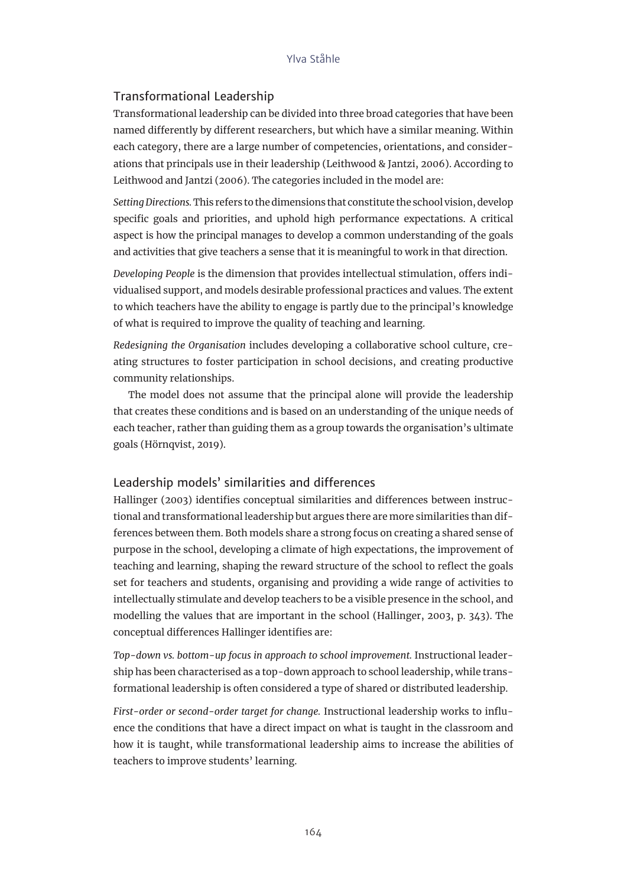## Transformational Leadership

Transformational leadership can be divided into three broad categories that have been named differently by different researchers, but which have a similar meaning. Within each category, there are a large number of competencies, orientations, and considerations that principals use in their leadership (Leithwood & Jantzi, 2006). According to Leithwood and Jantzi (2006). The categories included in the model are:

*Setting Directions.* This refers to the dimensions that constitute the school vision, develop specific goals and priorities, and uphold high performance expectations. A critical aspect is how the principal manages to develop a common understanding of the goals and activities that give teachers a sense that it is meaningful to work in that direction.

*Developing People* is the dimension that provides intellectual stimulation, offers individualised support, and models desirable professional practices and values. The extent to which teachers have the ability to engage is partly due to the principal's knowledge of what is required to improve the quality of teaching and learning.

*Redesigning the Organisation* includes developing a collaborative school culture, creating structures to foster participation in school decisions, and creating productive community relationships.

The model does not assume that the principal alone will provide the leadership that creates these conditions and is based on an understanding of the unique needs of each teacher, rather than guiding them as a group towards the organisation's ultimate goals (Hörnqvist, 2019).

## Leadership models' similarities and differences

Hallinger (2003) identifies conceptual similarities and differences between instructional and transformational leadership but argues there are more similarities than differences between them. Both models share a strong focus on creating a shared sense of purpose in the school, developing a climate of high expectations, the improvement of teaching and learning, shaping the reward structure of the school to reflect the goals set for teachers and students, organising and providing a wide range of activities to intellectually stimulate and develop teachers to be a visible presence in the school, and modelling the values that are important in the school (Hallinger, 2003, p. 343). The conceptual differences Hallinger identifies are:

*Top-down vs. bottom-up focus in approach to school improvement.* Instructional leadership has been characterised as a top-down approach to school leadership, while transformational leadership is often considered a type of shared or distributed leadership.

*First-order or second-order target for change.* Instructional leadership works to influence the conditions that have a direct impact on what is taught in the classroom and how it is taught, while transformational leadership aims to increase the abilities of teachers to improve students' learning.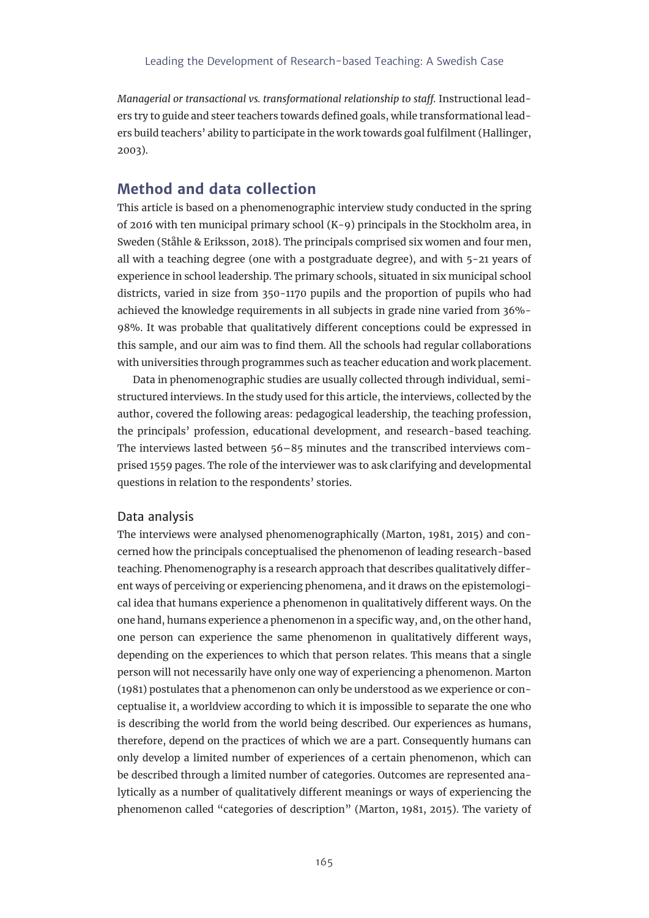*Managerial or transactional vs. transformational relationship to staff.* Instructional leaders try to guide and steer teachers towards defined goals, while transformational leaders build teachers' ability to participate in the work towards goal fulfilment (Hallinger, 2003).

## Method and data collection

This article is based on a phenomenographic interview study conducted in the spring of 2016 with ten municipal primary school (K-9) principals in the Stockholm area, in Sweden (Ståhle & Eriksson, 2018). The principals comprised six women and four men, all with a teaching degree (one with a postgraduate degree), and with 5-21 years of experience in school leadership. The primary schools, situated in six municipal school districts, varied in size from 350-1170 pupils and the proportion of pupils who had achieved the knowledge requirements in all subjects in grade nine varied from 36%-98%. It was probable that qualitatively different conceptions could be expressed in this sample, and our aim was to find them. All the schools had regular collaborations with universities through programmes such as teacher education and work placement.

Data in phenomenographic studies are usually collected through individual, semi-structured interviews. In the study used for this article, the interviews, collected by the author, covered the following areas: pedagogical leadership, the teaching profession, the principals' profession, educational development, and research-based teaching. The interviews lasted between 56–85 minutes and the transcribed interviews comprised 1559 pages. The role of the interviewer was to ask clarifying and developmental questions in relation to the respondents' stories.

### Data analysis

The interviews were analysed phenomenographically (Marton, 1981, 2015) and concerned how the principals conceptualised the phenomenon of leading research-based teaching. Phenomenography is a research approach that describes qualitatively different ways of perceiving or experiencing phenomena, and it draws on the epistemological idea that humans experience a phenomenon in qualitatively different ways. On the one hand, humans experience a phenomenon in a specific way, and, on the other hand, one person can experience the same phenomenon in qualitatively different ways, depending on the experiences to which that person relates. This means that a single person will not necessarily have only one way of experiencing a phenomenon. Marton (1981) postulates that a phenomenon can only be understood as we experience or conceptualise it, a worldview according to which it is impossible to separate the one who is describing the world from the world being described. Our experiences as humans, therefore, depend on the practices of which we are a part. Consequently humans can only develop a limited number of experiences of a certain phenomenon, which can be described through a limited number of categories. Outcomes are represented analytically as a number of qualitatively different meanings or ways of experiencing the phenomenon called "categories of description" (Marton, 1981, 2015). The variety of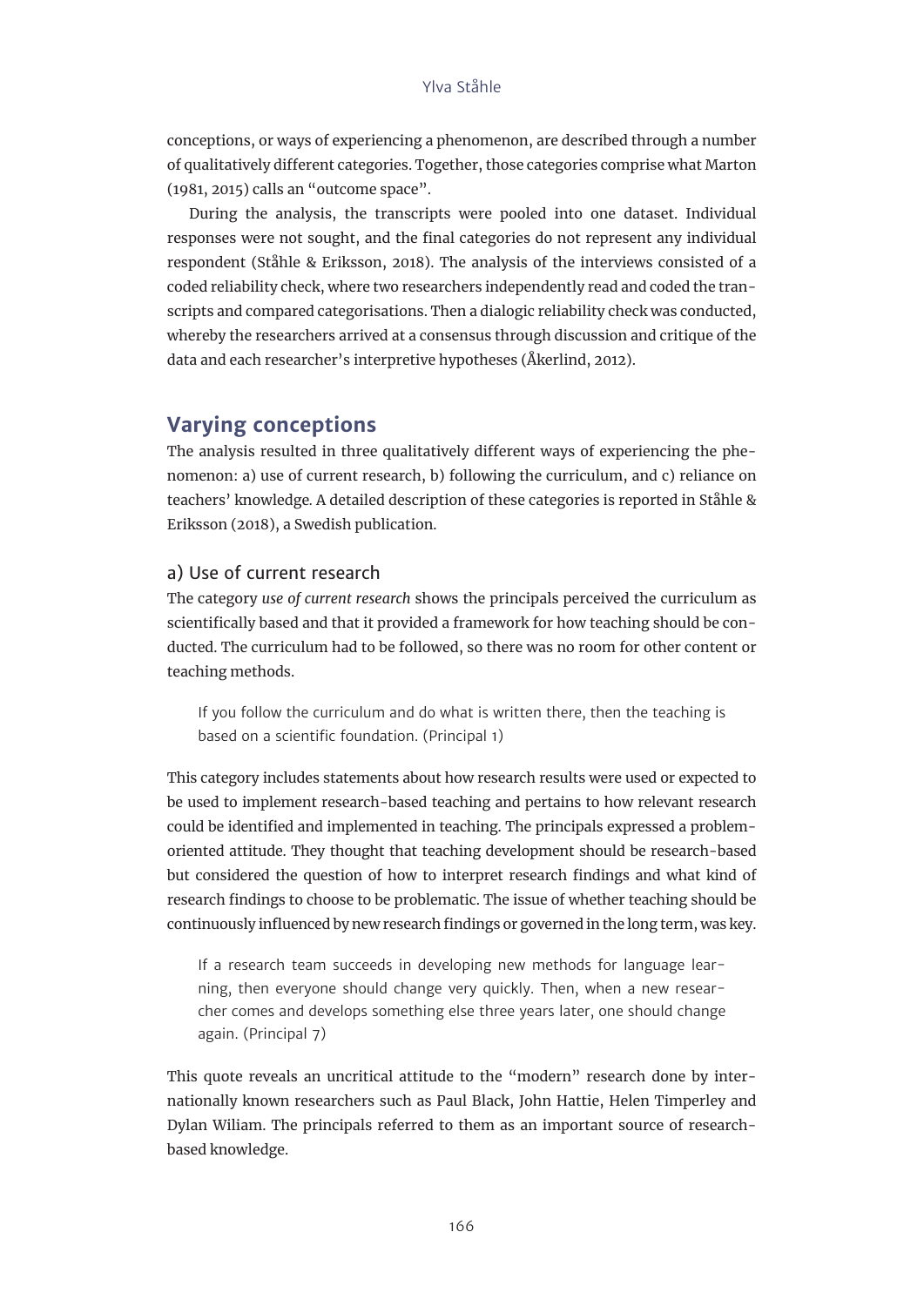conceptions, or ways of experiencing a phenomenon, are described through a number of qualitatively different categories. Together, those categories comprise what Marton (1981, 2015) calls an "outcome space".

During the analysis, the transcripts were pooled into one dataset. Individual responses were not sought, and the final categories do not represent any individual respondent (Ståhle & Eriksson, 2018). The analysis of the interviews consisted of a coded reliability check, where two researchers independently read and coded the transcripts and compared categorisations. Then a dialogic reliability check was conducted, whereby the researchers arrived at a consensus through discussion and critique of the data and each researcher's interpretive hypotheses (Åkerlind, 2012).

## Varying conceptions

The analysis resulted in three qualitatively different ways of experiencing the phenomenon: a) use of current research, b) following the curriculum, and c) reliance on teachers' knowledge. A detailed description of these categories is reported in Ståhle & Eriksson (2018), a Swedish publication.

### a) Use of current research

The category *use of current research* shows the principals perceived the curriculum as scientifically based and that it provided a framework for how teaching should be conducted. The curriculum had to be followed, so there was no room for other content or teaching methods.

> If you follow the curriculum and do what is written there, then the teaching is based on a scientific foundation. (Principal 1)

This category includes statements about how research results were used or expected to be used to implement research-based teaching and pertains to how relevant research could be identified and implemented in teaching. The principals expressed a problem-oriented attitude. They thought that teaching development should be research-based but considered the question of how to interpret research findings and what kind of research findings to choose to be problematic. The issue of whether teaching should be continuously influenced by new research findings or governed in the long term, was key.

> If a research team succeeds in developing new methods for language learning, then everyone should change very quickly. Then, when a new researcher comes and develops something else three years later, one should change again. (Principal 7)

This quote reveals an uncritical attitude to the "modern" research done by internationally known researchers such as Paul Black, John Hattie, Helen Timperley and Dylan Wiliam. The principals referred to them as an important source of research-based knowledge.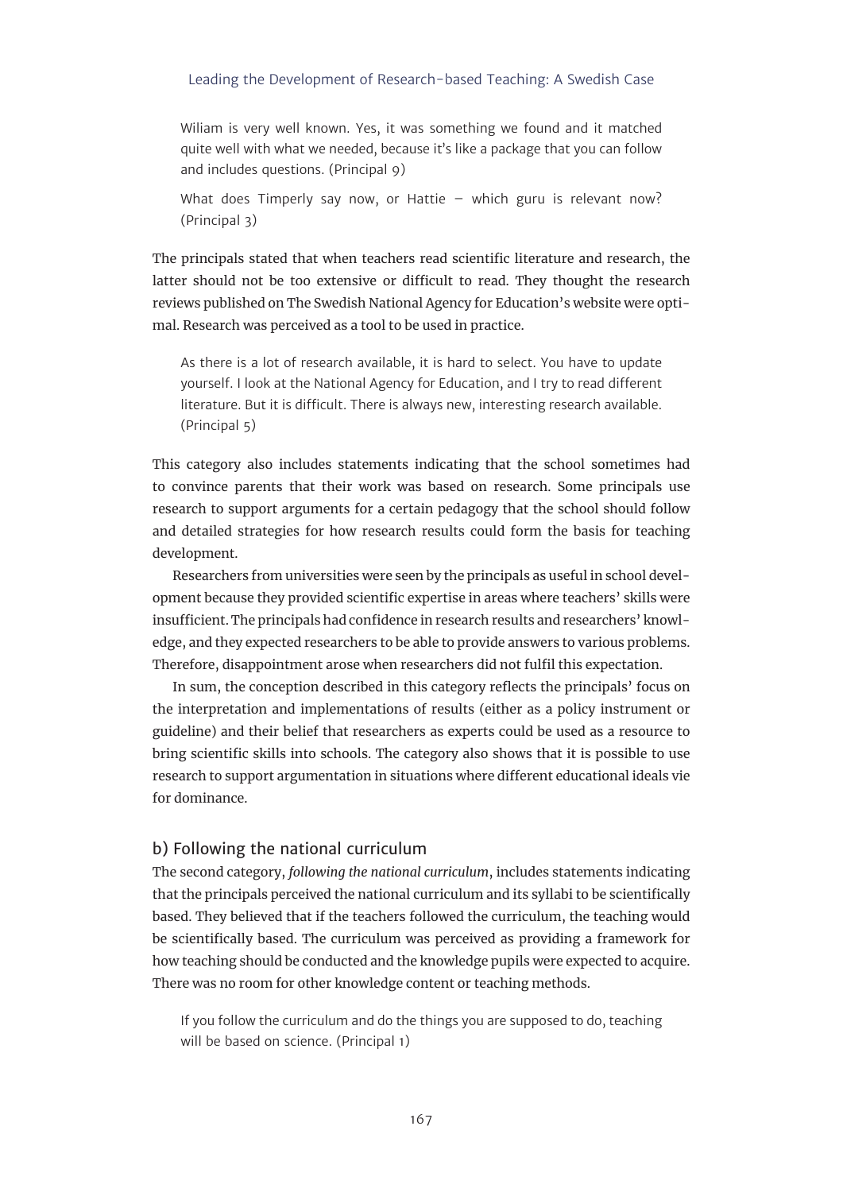> Wiliam is very well known. Yes, it was something we found and it matched quite well with what we needed, because it's like a package that you can follow and includes questions. (Principal 9)

> What does Timperly say now, or Hattie – which guru is relevant now? (Principal 3)

The principals stated that when teachers read scientific literature and research, the latter should not be too extensive or difficult to read. They thought the research reviews published on The Swedish National Agency for Education's website were optimal. Research was perceived as a tool to be used in practice.

> As there is a lot of research available, it is hard to select. You have to update yourself. I look at the National Agency for Education, and I try to read different literature. But it is difficult. There is always new, interesting research available. (Principal 5)

This category also includes statements indicating that the school sometimes had to convince parents that their work was based on research. Some principals use research to support arguments for a certain pedagogy that the school should follow and detailed strategies for how research results could form the basis for teaching development.

Researchers from universities were seen by the principals as useful in school development because they provided scientific expertise in areas where teachers' skills were insufficient. The principals had confidence in research results and researchers' knowledge, and they expected researchers to be able to provide answers to various problems. Therefore, disappointment arose when researchers did not fulfil this expectation.

In sum, the conception described in this category reflects the principals' focus on the interpretation and implementations of results (either as a policy instrument or guideline) and their belief that researchers as experts could be used as a resource to bring scientific skills into schools. The category also shows that it is possible to use research to support argumentation in situations where different educational ideals vie for dominance.

### b) Following the national curriculum

The second category, *following the national curriculum*, includes statements indicating that the principals perceived the national curriculum and its syllabi to be scientifically based. They believed that if the teachers followed the curriculum, the teaching would be scientifically based. The curriculum was perceived as providing a framework for how teaching should be conducted and the knowledge pupils were expected to acquire. There was no room for other knowledge content or teaching methods.

> If you follow the curriculum and do the things you are supposed to do, teaching will be based on science. (Principal 1)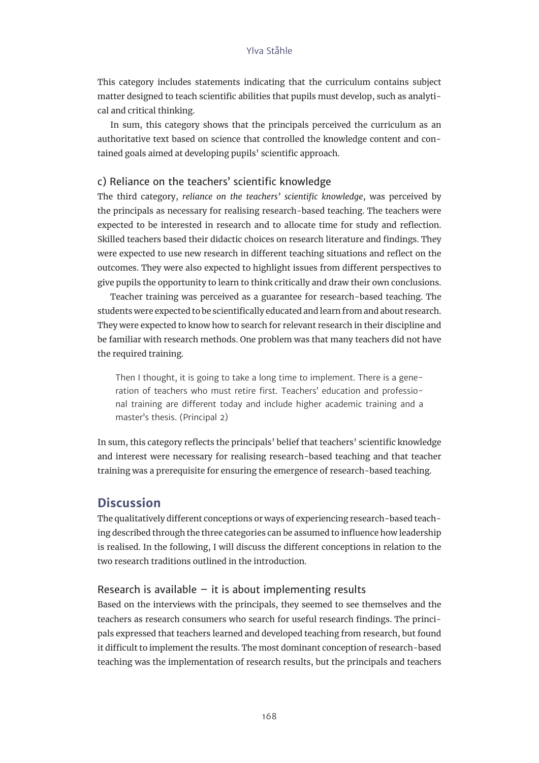This category includes statements indicating that the curriculum contains subject matter designed to teach scientific abilities that pupils must develop, such as analytical and critical thinking.

In sum, this category shows that the principals perceived the curriculum as an authoritative text based on science that controlled the knowledge content and contained goals aimed at developing pupils' scientific approach.

### c) Reliance on the teachers' scientific knowledge

The third category, *reliance on the teachers' scientific knowledge*, was perceived by the principals as necessary for realising research-based teaching. The teachers were expected to be interested in research and to allocate time for study and reflection. Skilled teachers based their didactic choices on research literature and findings. They were expected to use new research in different teaching situations and reflect on the outcomes. They were also expected to highlight issues from different perspectives to give pupils the opportunity to learn to think critically and draw their own conclusions.

Teacher training was perceived as a guarantee for research-based teaching. The students were expected to be scientifically educated and learn from and about research. They were expected to know how to search for relevant research in their discipline and be familiar with research methods. One problem was that many teachers did not have the required training.

> Then I thought, it is going to take a long time to implement. There is a generation of teachers who must retire first. Teachers' education and professional training are different today and include higher academic training and a master's thesis. (Principal 2)

In sum, this category reflects the principals' belief that teachers' scientific knowledge and interest were necessary for realising research-based teaching and that teacher training was a prerequisite for ensuring the emergence of research-based teaching.

## Discussion

The qualitatively different conceptions or ways of experiencing research-based teaching described through the three categories can be assumed to influence how leadership is realised. In the following, I will discuss the different conceptions in relation to the two research traditions outlined in the introduction.

### Research is available – it is about implementing results

Based on the interviews with the principals, they seemed to see themselves and the teachers as research consumers who search for useful research findings. The principals expressed that teachers learned and developed teaching from research, but found it difficult to implement the results. The most dominant conception of research-based teaching was the implementation of research results, but the principals and teachers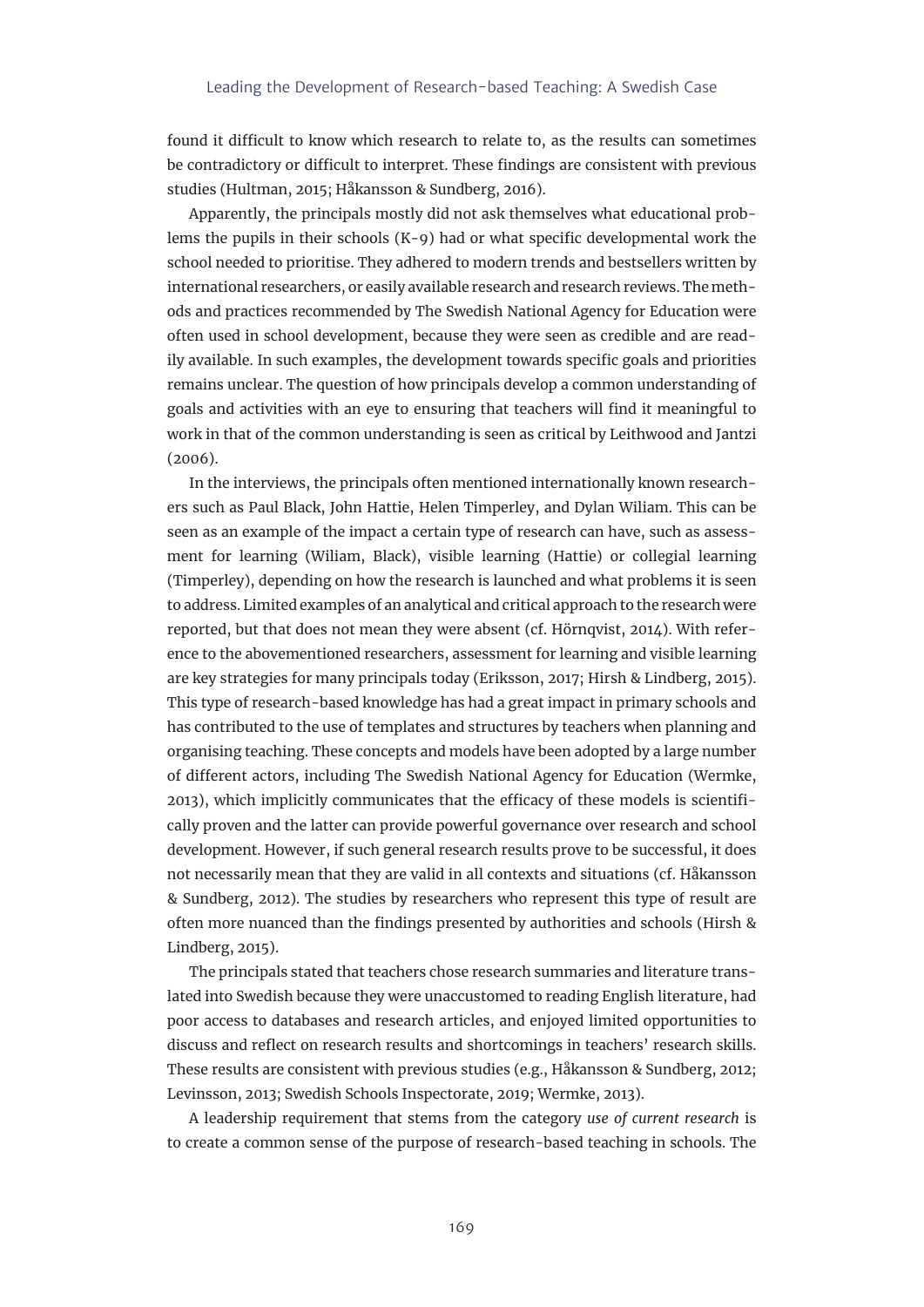found it difficult to know which research to relate to, as the results can sometimes be contradictory or difficult to interpret. These findings are consistent with previous studies (Hultman, 2015; Håkansson & Sundberg, 2016).

Apparently, the principals mostly did not ask themselves what educational problems the pupils in their schools (K-9) had or what specific developmental work the school needed to prioritise. They adhered to modern trends and bestsellers written by international researchers, or easily available research and research reviews. The methods and practices recommended by The Swedish National Agency for Education were often used in school development, because they were seen as credible and are readily available. In such examples, the development towards specific goals and priorities remains unclear. The question of how principals develop a common understanding of goals and activities with an eye to ensuring that teachers will find it meaningful to work in that of the common understanding is seen as critical by Leithwood and Jantzi (2006).

In the interviews, the principals often mentioned internationally known researchers such as Paul Black, John Hattie, Helen Timperley, and Dylan Wiliam. This can be seen as an example of the impact a certain type of research can have, such as assessment for learning (Wiliam, Black), visible learning (Hattie) or collegial learning (Timperley), depending on how the research is launched and what problems it is seen to address. Limited examples of an analytical and critical approach to the research were reported, but that does not mean they were absent (cf. Hörnqvist, 2014). With reference to the abovementioned researchers, assessment for learning and visible learning are key strategies for many principals today (Eriksson, 2017; Hirsh & Lindberg, 2015). This type of research-based knowledge has had a great impact in primary schools and has contributed to the use of templates and structures by teachers when planning and organising teaching. These concepts and models have been adopted by a large number of different actors, including The Swedish National Agency for Education (Wermke, 2013), which implicitly communicates that the efficacy of these models is scientifically proven and the latter can provide powerful governance over research and school development. However, if such general research results prove to be successful, it does not necessarily mean that they are valid in all contexts and situations (cf. Håkansson & Sundberg, 2012). The studies by researchers who represent this type of result are often more nuanced than the findings presented by authorities and schools (Hirsh & Lindberg, 2015).

The principals stated that teachers chose research summaries and literature translated into Swedish because they were unaccustomed to reading English literature, had poor access to databases and research articles, and enjoyed limited opportunities to discuss and reflect on research results and shortcomings in teachers' research skills. These results are consistent with previous studies (e.g., Håkansson & Sundberg, 2012; Levinsson, 2013; Swedish Schools Inspectorate, 2019; Wermke, 2013).

A leadership requirement that stems from the category *use of current research* is to create a common sense of the purpose of research-based teaching in schools. The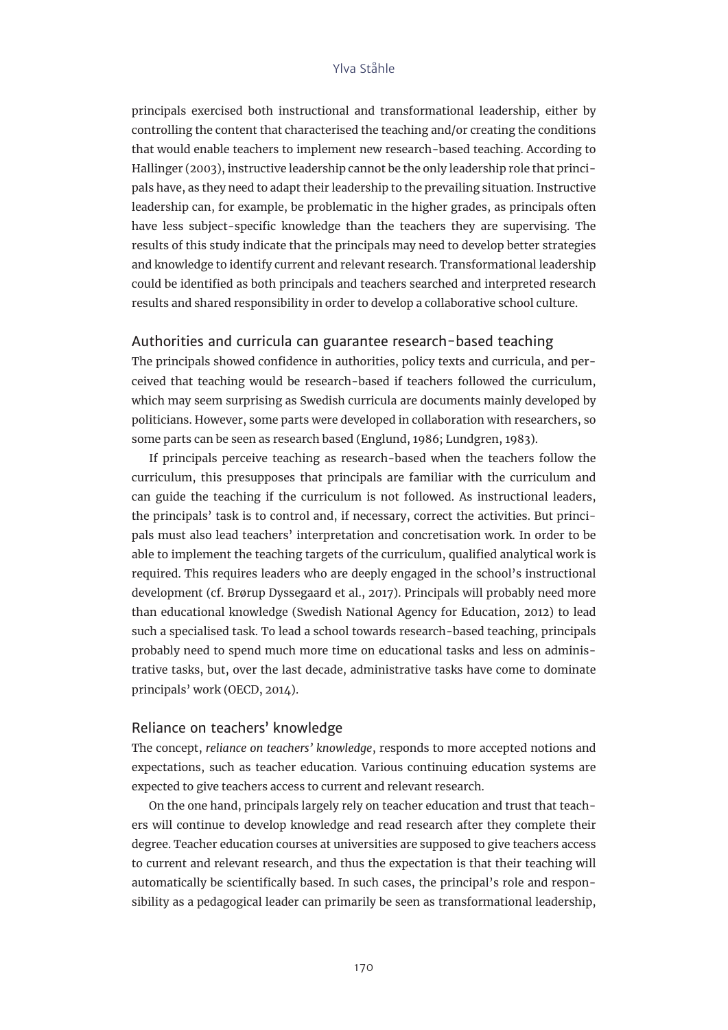principals exercised both instructional and transformational leadership, either by controlling the content that characterised the teaching and/or creating the conditions that would enable teachers to implement new research-based teaching. According to Hallinger (2003), instructive leadership cannot be the only leadership role that principals have, as they need to adapt their leadership to the prevailing situation. Instructive leadership can, for example, be problematic in the higher grades, as principals often have less subject-specific knowledge than the teachers they are supervising. The results of this study indicate that the principals may need to develop better strategies and knowledge to identify current and relevant research. Transformational leadership could be identified as both principals and teachers searched and interpreted research results and shared responsibility in order to develop a collaborative school culture.

### Authorities and curricula can guarantee research-based teaching

The principals showed confidence in authorities, policy texts and curricula, and perceived that teaching would be research-based if teachers followed the curriculum, which may seem surprising as Swedish curricula are documents mainly developed by politicians. However, some parts were developed in collaboration with researchers, so some parts can be seen as research based (Englund, 1986; Lundgren, 1983).

If principals perceive teaching as research-based when the teachers follow the curriculum, this presupposes that principals are familiar with the curriculum and can guide the teaching if the curriculum is not followed. As instructional leaders, the principals' task is to control and, if necessary, correct the activities. But principals must also lead teachers' interpretation and concretisation work. In order to be able to implement the teaching targets of the curriculum, qualified analytical work is required. This requires leaders who are deeply engaged in the school's instructional development (cf. Brørup Dyssegaard et al., 2017). Principals will probably need more than educational knowledge (Swedish National Agency for Education, 2012) to lead such a specialised task. To lead a school towards research-based teaching, principals probably need to spend much more time on educational tasks and less on administrative tasks, but, over the last decade, administrative tasks have come to dominate principals' work (OECD, 2014).

### Reliance on teachers' knowledge

The concept, *reliance on teachers' knowledge*, responds to more accepted notions and expectations, such as teacher education. Various continuing education systems are expected to give teachers access to current and relevant research.

On the one hand, principals largely rely on teacher education and trust that teachers will continue to develop knowledge and read research after they complete their degree. Teacher education courses at universities are supposed to give teachers access to current and relevant research, and thus the expectation is that their teaching will automatically be scientifically based. In such cases, the principal's role and responsibility as a pedagogical leader can primarily be seen as transformational leadership,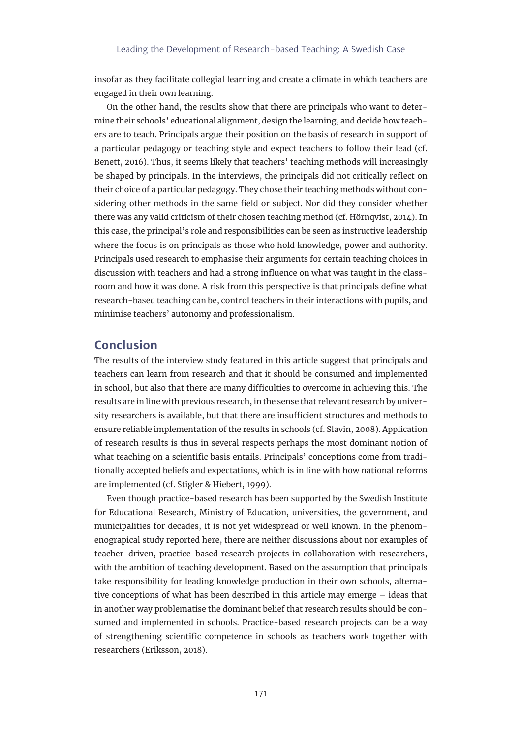insofar as they facilitate collegial learning and create a climate in which teachers are engaged in their own learning.

On the other hand, the results show that there are principals who want to determine their schools' educational alignment, design the learning, and decide how teachers are to teach. Principals argue their position on the basis of research in support of a particular pedagogy or teaching style and expect teachers to follow their lead (cf. Benett, 2016). Thus, it seems likely that teachers' teaching methods will increasingly be shaped by principals. In the interviews, the principals did not critically reflect on their choice of a particular pedagogy. They chose their teaching methods without considering other methods in the same field or subject. Nor did they consider whether there was any valid criticism of their chosen teaching method (cf. Hörnqvist, 2014). In this case, the principal's role and responsibilities can be seen as instructive leadership where the focus is on principals as those who hold knowledge, power and authority. Principals used research to emphasise their arguments for certain teaching choices in discussion with teachers and had a strong influence on what was taught in the classroom and how it was done. A risk from this perspective is that principals define what research-based teaching can be, control teachers in their interactions with pupils, and minimise teachers' autonomy and professionalism.

## Conclusion

The results of the interview study featured in this article suggest that principals and teachers can learn from research and that it should be consumed and implemented in school, but also that there are many difficulties to overcome in achieving this. The results are in line with previous research, in the sense that relevant research by university researchers is available, but that there are insufficient structures and methods to ensure reliable implementation of the results in schools (cf. Slavin, 2008). Application of research results is thus in several respects perhaps the most dominant notion of what teaching on a scientific basis entails. Principals' conceptions come from traditionally accepted beliefs and expectations, which is in line with how national reforms are implemented (cf. Stigler & Hiebert, 1999).

Even though practice-based research has been supported by the Swedish Institute for Educational Research, Ministry of Education, universities, the government, and municipalities for decades, it is not yet widespread or well known. In the phenomenograpical study reported here, there are neither discussions about nor examples of teacher-driven, practice-based research projects in collaboration with researchers, with the ambition of teaching development. Based on the assumption that principals take responsibility for leading knowledge production in their own schools, alternative conceptions of what has been described in this article may emerge – ideas that in another way problematise the dominant belief that research results should be consumed and implemented in schools. Practice-based research projects can be a way of strengthening scientific competence in schools as teachers work together with researchers (Eriksson, 2018).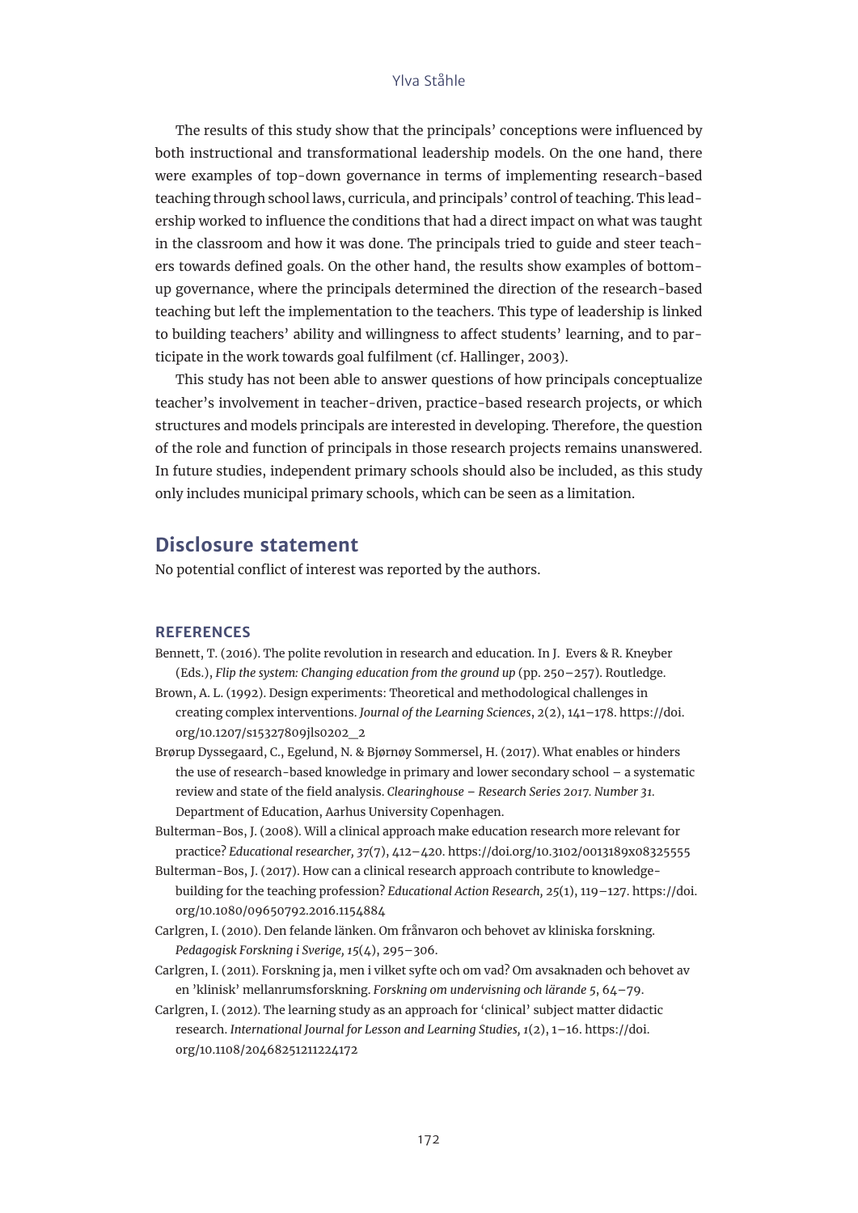The results of this study show that the principals' conceptions were influenced by both instructional and transformational leadership models. On the one hand, there were examples of top-down governance in terms of implementing research-based teaching through school laws, curricula, and principals' control of teaching. This leadership worked to influence the conditions that had a direct impact on what was taught in the classroom and how it was done. The principals tried to guide and steer teachers towards defined goals. On the other hand, the results show examples of bottom-up governance, where the principals determined the direction of the research-based teaching but left the implementation to the teachers. This type of leadership is linked to building teachers' ability and willingness to affect students' learning, and to participate in the work towards goal fulfilment (cf. Hallinger, 2003).

This study has not been able to answer questions of how principals conceptualize teacher's involvement in teacher-driven, practice-based research projects, or which structures and models principals are interested in developing. Therefore, the question of the role and function of principals in those research projects remains unanswered. In future studies, independent primary schools should also be included, as this study only includes municipal primary schools, which can be seen as a limitation.

## Disclosure statement

No potential conflict of interest was reported by the authors.

### REFERENCES

Bennett, T. (2016). The polite revolution in research and education. In J. Evers & R. Kneyber (Eds.), *Flip the system: Changing education from the ground up* (pp. 250–257). Routledge.

Brown, A. L. (1992). Design experiments: Theoretical and methodological challenges in creating complex interventions. *Journal of the Learning Sciences*, *2*(2), 141–178. https://doi.org/10.1207/s15327809jls0202_2

Brørup Dyssegaard, C., Egelund, N. & Bjørnøy Sommersel, H. (2017). What enables or hinders the use of research-based knowledge in primary and lower secondary school – a systematic review and state of the field analysis. *Clearinghouse – Research Series 2017. Number 31.* Department of Education, Aarhus University Copenhagen.

Bulterman-Bos, J. (2008). Will a clinical approach make education research more relevant for practice? *Educational researcher, 37*(7), 412–420. https://doi.org/10.3102/0013189x08325555

Bulterman-Bos, J. (2017). How can a clinical research approach contribute to knowledge-building for the teaching profession? *Educational Action Research, 25*(1), 119–127. https://doi.org/10.1080/09650792.2016.1154884

Carlgren, I. (2010). Den felande länken. Om frånvaron och behovet av kliniska forskning. *Pedagogisk Forskning i Sverige, 15*(4), 295–306.

Carlgren, I. (2011). Forskning ja, men i vilket syfte och om vad? Om avsaknaden och behovet av en 'klinisk' mellanrumsforskning. *Forskning om undervisning och lärande 5*, 64–79.

Carlgren, I. (2012). The learning study as an approach for 'clinical' subject matter didactic research. *International Journal for Lesson and Learning Studies, 1*(2), 1–16. https://doi.org/10.1108/20468251211224172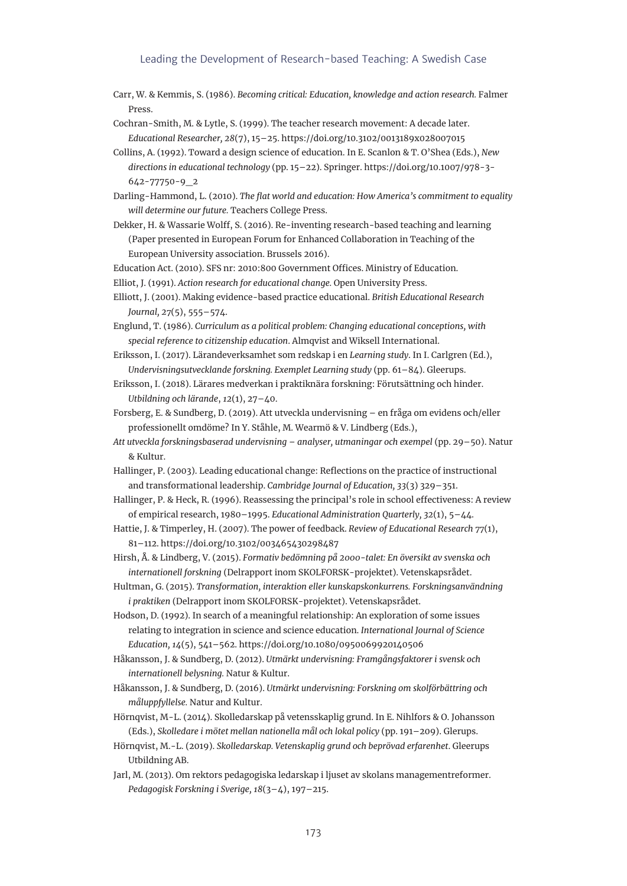Carr, W. & Kemmis, S. (1986). *Becoming critical: Education, knowledge and action research.* Falmer Press.

Cochran-Smith, M. & Lytle, S. (1999). The teacher research movement: A decade later. *Educational Researcher, 28*(7), 15–25. https://doi.org/10.3102/0013189x028007015

Collins, A. (1992). Toward a design science of education. In E. Scanlon & T. O'Shea (Eds.), *New directions in educational technology* (pp. 15–22). Springer. https://doi.org/10.1007/978-3-642-77750-9_2

Darling-Hammond, L. (2010). *The flat world and education: How America's commitment to equality will determine our future.* Teachers College Press.

Dekker, H. & Wassarie Wolff, S. (2016). Re-inventing research-based teaching and learning (Paper presented in European Forum for Enhanced Collaboration in Teaching of the European University association. Brussels 2016).

Education Act. (2010). SFS nr: 2010:800 Government Offices. Ministry of Education.

Elliot, J. (1991). *Action research for educational change.* Open University Press.

Elliott, J. (2001). Making evidence-based practice educational. *British Educational Research Journal, 27*(5), 555–574.

Englund, T. (1986). *Curriculum as a political problem: Changing educational conceptions, with special reference to citizenship education*. Almqvist and Wiksell International.

Eriksson, I. (2017). Lärandeverksamhet som redskap i en *Learning study*. In I. Carlgren (Ed.), *Undervisningsutvecklande forskning. Exemplet Learning study* (pp. 61–84). Gleerups.

Eriksson, I. (2018). Lärares medverkan i praktiknära forskning: Förutsättning och hinder. *Utbildning och lärande*, *12*(1), 27–40.

Forsberg, E. & Sundberg, D. (2019). Att utveckla undervisning – en fråga om evidens och/eller professionellt omdöme? In Y. Ståhle, M. Wearmö & V. Lindberg (Eds.), *Att utveckla forskningsbaserad undervisning – analyser, utmaningar och exempel* (pp. 29–50). Natur & Kultur.

Hallinger, P. (2003). Leading educational change: Reflections on the practice of instructional and transformational leadership. *Cambridge Journal of Education, 33*(3) 329–351.

Hallinger, P. & Heck, R. (1996). Reassessing the principal's role in school effectiveness: A review of empirical research, 1980–1995. *Educational Administration Quarterly, 32*(1), 5–44.

Hattie, J. & Timperley, H. (2007). The power of feedback. *Review of Educational Research* 77(1), 81–112. https://doi.org/10.3102/003465430298487

Hirsh, Å. & Lindberg, V. (2015). *Formativ bedömning på 2000-talet: En översikt av svenska och internationell forskning* (Delrapport inom SKOLFORSK-projektet). Vetenskapsrådet.

Hultman, G. (2015). *Transformation, interaktion eller kunskapskonkurrens. Forskningsanvändning i praktiken* (Delrapport inom SKOLFORSK-projektet). Vetenskapsrådet.

Hodson, D. (1992). In search of a meaningful relationship: An exploration of some issues relating to integration in science and science education. *International Journal of Science Education, 14*(5), 541–562. https://doi.org/10.1080/0950069920140506

Håkansson, J. & Sundberg, D. (2012). *Utmärkt undervisning: Framgångsfaktorer i svensk och internationell belysning.* Natur & Kultur.

Håkansson, J. & Sundberg, D. (2016). *Utmärkt undervisning: Forskning om skolförbättring och måluppfyllelse.* Natur and Kultur.

Hörnqvist, M-L. (2014). Skolledarskap på vetensskaplig grund. In E. Nihlfors & O. Johansson (Eds.), *Skolledare i mötet mellan nationella mål och lokal policy* (pp. 191–209). Glerups.

Hörnqvist, M.-L. (2019). *Skolledarskap. Vetenskaplig grund och beprövad erfarenhet.* Gleerups Utbildning AB.

Jarl, M. (2013). Om rektors pedagogiska ledarskap i ljuset av skolans managementreformer. *Pedagogisk Forskning i Sverige, 18*(3–4), 197–215.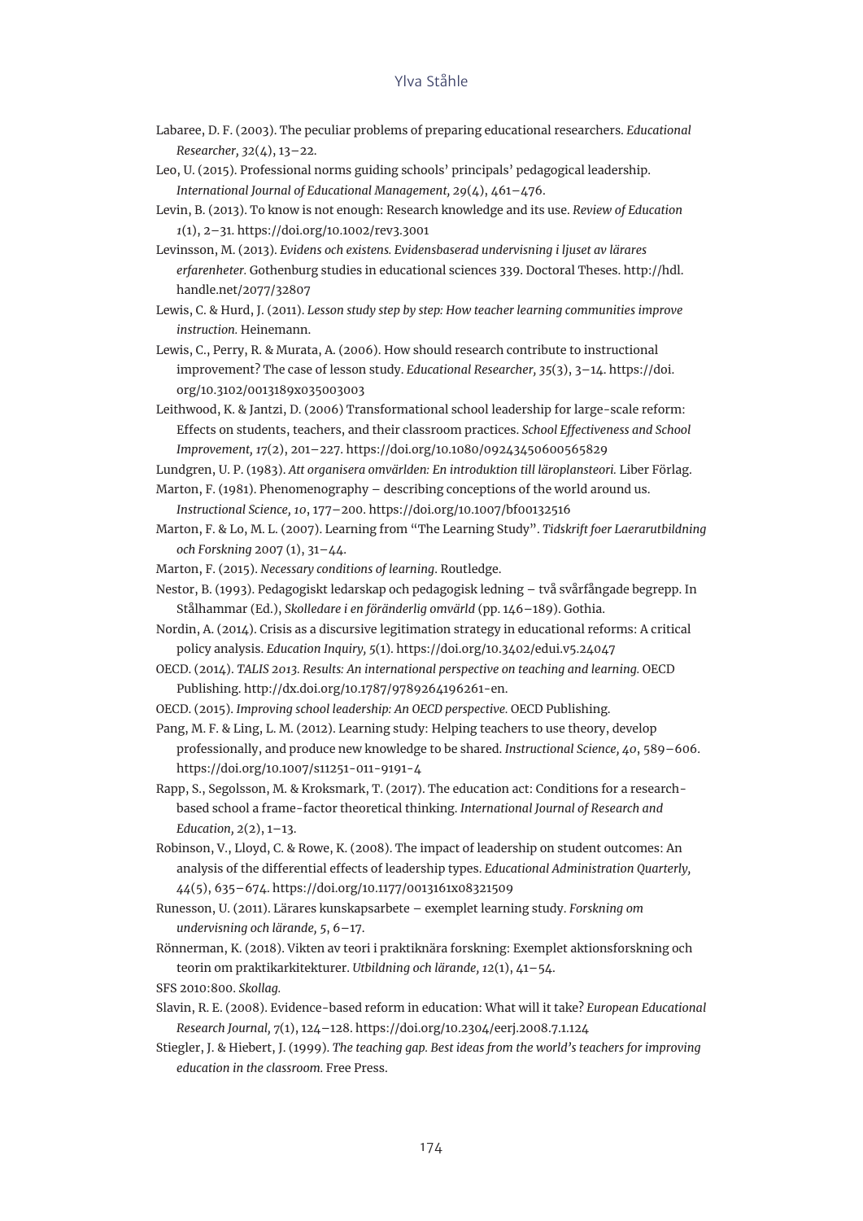Labaree, D. F. (2003). The peculiar problems of preparing educational researchers. *Educational Researcher, 32*(4), 13–22.

Leo, U. (2015). Professional norms guiding schools' principals' pedagogical leadership. *International Journal of Educational Management, 29*(4), 461–476.

Levin, B. (2013). To know is not enough: Research knowledge and its use. *Review of Education 1*(1), 2–31. https://doi.org/10.1002/rev3.3001

Levinsson, M. (2013). *Evidens och existens. Evidensbaserad undervisning i ljuset av lärares erfarenheter.* Gothenburg studies in educational sciences 339. Doctoral Theses. http://hdl.handle.net/2077/32807

Lewis, C. & Hurd, J. (2011). *Lesson study step by step: How teacher learning communities improve instruction.* Heinemann.

Lewis, C., Perry, R. & Murata, A. (2006). How should research contribute to instructional improvement? The case of lesson study. *Educational Researcher, 35*(3), 3–14. https://doi.org/10.3102/0013189x035003003

Leithwood, K. & Jantzi, D. (2006) Transformational school leadership for large-scale reform: Effects on students, teachers, and their classroom practices. *School Effectiveness and School Improvement, 17*(2), 201–227. https://doi.org/10.1080/09243450600565829

Lundgren, U. P. (1983). *Att organisera omvärlden: En introduktion till läroplansteori.* Liber Förlag.

Marton, F. (1981). Phenomenography – describing conceptions of the world around us. *Instructional Science, 10*, 177–200. https://doi.org/10.1007/bf00132516

Marton, F. & Lo, M. L. (2007). Learning from "The Learning Study". *Tidskrift foer Laerarutbildning och Forskning* 2007 (1), 31–44.

Marton, F. (2015). *Necessary conditions of learning.* Routledge.

Nestor, B. (1993). Pedagogiskt ledarskap och pedagogisk ledning – två svårfångade begrepp. In Stålhammar (Ed.), *Skolledare i en föränderlig omvärld* (pp. 146–189). Gothia.

Nordin, A. (2014). Crisis as a discursive legitimation strategy in educational reforms: A critical policy analysis. *Education Inquiry, 5*(1). https://doi.org/10.3402/edui.v5.24047

OECD. (2014). *TALIS 2013. Results: An international perspective on teaching and learning.* OECD Publishing. http://dx.doi.org/10.1787/9789264196261-en.

OECD. (2015). *Improving school leadership: An OECD perspective.* OECD Publishing.

Pang, M. F. & Ling, L. M. (2012). Learning study: Helping teachers to use theory, develop professionally, and produce new knowledge to be shared. *Instructional Science, 40*, 589–606. https://doi.org/10.1007/s11251-011-9191-4

Rapp, S., Segolsson, M. & Kroksmark, T. (2017). The education act: Conditions for a research-based school a frame-factor theoretical thinking. *International Journal of Research and Education, 2*(2), 1–13.

Robinson, V., Lloyd, C. & Rowe, K. (2008). The impact of leadership on student outcomes: An analysis of the differential effects of leadership types. *Educational Administration Quarterly, 44*(5), 635–674. https://doi.org/10.1177/0013161x08321509

Runesson, U. (2011). Lärares kunskapsarbete – exemplet learning study. *Forskning om undervisning och lärande, 5*, 6–17.

Rönnerman, K. (2018). Vikten av teori i praktiknära forskning: Exemplet aktionsforskning och teorin om praktikarkitekturer. *Utbildning och lärande, 12*(1), 41–54.

SFS 2010:800. *Skollag.*

Slavin, R. E. (2008). Evidence-based reform in education: What will it take? *European Educational Research Journal, 7*(1), 124–128. https://doi.org/10.2304/eerj.2008.7.1.124

Stiegler, J. & Hiebert, J. (1999). *The teaching gap. Best ideas from the world's teachers for improving education in the classroom.* Free Press.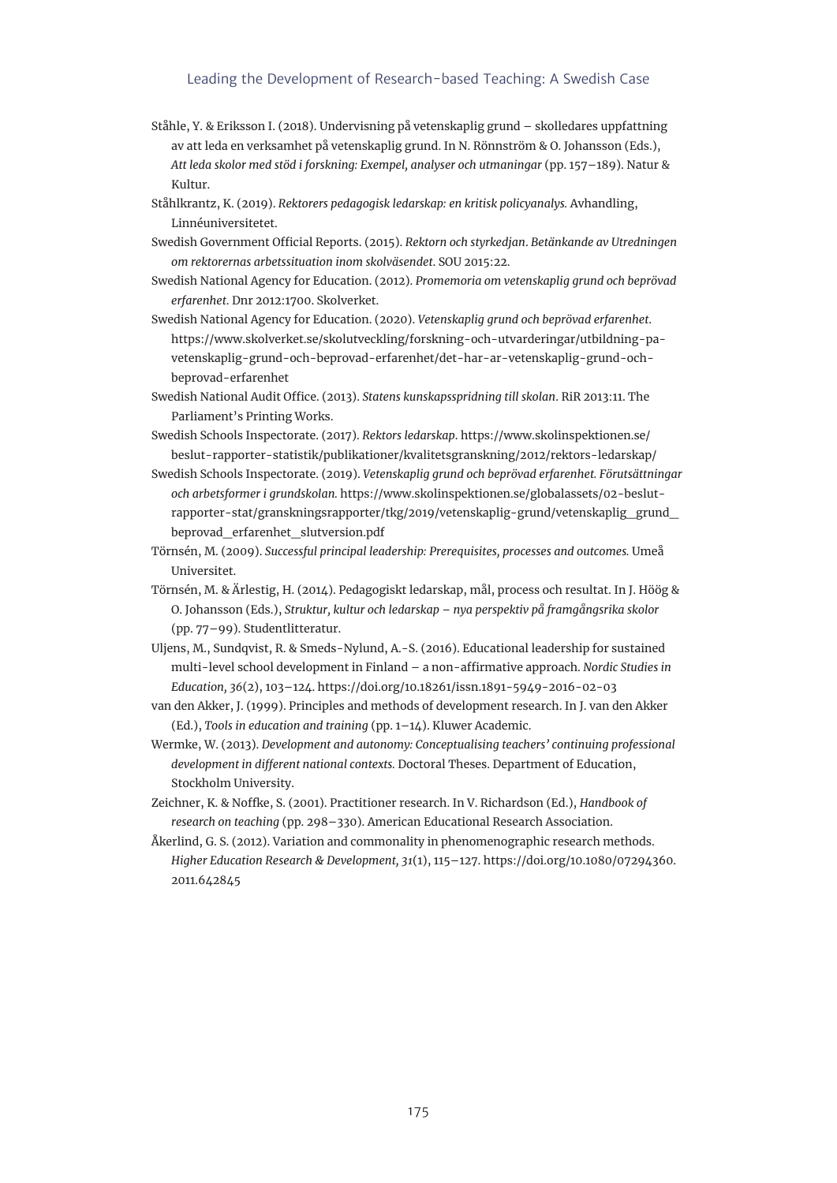Ståhle, Y. & Eriksson I. (2018). Undervisning på vetenskaplig grund – skolledares uppfattning av att leda en verksamhet på vetenskaplig grund. In N. Rönnström & O. Johansson (Eds.), *Att leda skolor med stöd i forskning: Exempel, analyser och utmaningar* (pp. 157–189). Natur & Kultur.

Ståhlkrantz, K. (2019). *Rektorers pedagogisk ledarskap: en kritisk policyanalys.* Avhandling, Linnéuniversitetet.

Swedish Government Official Reports. (2015). *Rektorn och styrkedjan. Betänkande av Utredningen om rektorernas arbetssituation inom skolväsendet.* SOU 2015:22.

Swedish National Agency for Education. (2012). *Promemoria om vetenskaplig grund och beprövad erfarenhet.* Dnr 2012:1700. Skolverket.

Swedish National Agency for Education. (2020). *Vetenskaplig grund och beprövad erfarenhet.* https://www.skolverket.se/skolutveckling/forskning-och-utvarderingar/utbildning-pa-vetenskaplig-grund-och-beprovad-erfarenhet/det-har-ar-vetenskaplig-grund-och-beprovad-erfarenhet

Swedish National Audit Office. (2013). *Statens kunskapsspridning till skolan.* RiR 2013:11. The Parliament's Printing Works.

Swedish Schools Inspectorate. (2017). *Rektors ledarskap.* https://www.skolinspektionen.se/beslut-rapporter-statistik/publikationer/kvalitetsgranskning/2012/rektors-ledarskap/

Swedish Schools Inspectorate. (2019). *Vetenskaplig grund och beprövad erfarenhet. Förutsättningar och arbetsformer i grundskolan.* https://www.skolinspektionen.se/globalassets/02-beslut-rapporter-stat/granskningsrapporter/tkg/2019/vetenskaplig-grund/vetenskaplig__grund__beprovad__erfarenhet__slutversion.pdf

Törnsén, M. (2009). *Successful principal leadership: Prerequisites, processes and outcomes.* Umeå Universitet.

Törnsén, M. & Ärlestig, H. (2014). Pedagogiskt ledarskap, mål, process och resultat. In J. Höög & O. Johansson (Eds.), *Struktur, kultur och ledarskap – nya perspektiv på framgångsrika skolor* (pp. 77–99). Studentlitteratur.

Uljens, M., Sundqvist, R. & Smeds-Nylund, A.-S. (2016). Educational leadership for sustained multi-level school development in Finland – a non-affirmative approach. *Nordic Studies in Education, 36*(2), 103–124. https://doi.org/10.18261/issn.1891-5949-2016-02-03

van den Akker, J. (1999). Principles and methods of development research. In J. van den Akker (Ed.), *Tools in education and training* (pp. 1–14). Kluwer Academic.

Wermke, W. (2013). *Development and autonomy: Conceptualising teachers' continuing professional development in different national contexts.* Doctoral Theses. Department of Education, Stockholm University.

Zeichner, K. & Noffke, S. (2001). Practitioner research. In V. Richardson (Ed.), *Handbook of research on teaching* (pp. 298–330). American Educational Research Association.

Åkerlind, G. S. (2012). Variation and commonality in phenomenographic research methods. *Higher Education Research & Development, 31*(1), 115–127. https://doi.org/10.1080/07294360.2011.642845